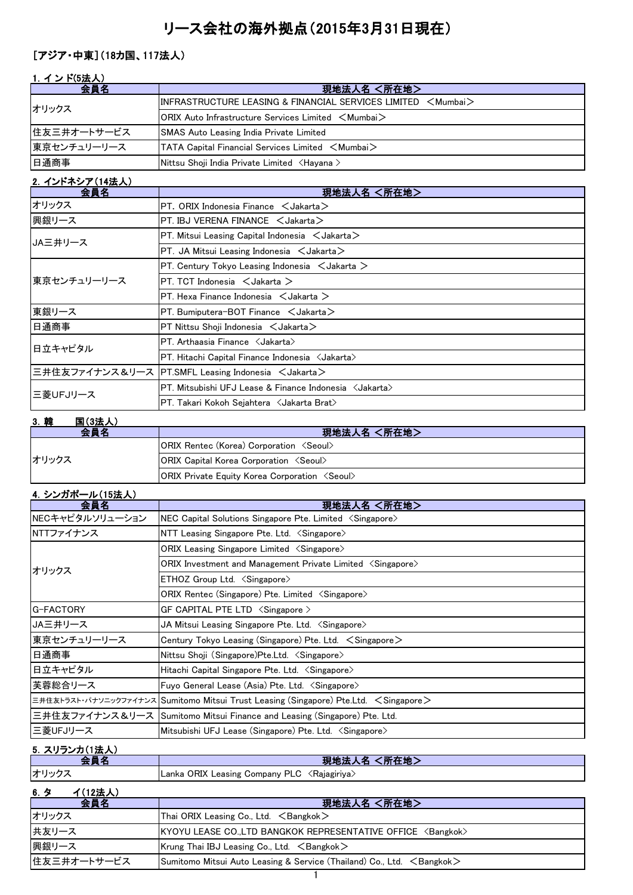# リース会社の海外拠点（2015年3月31日現在）

## ［アジア・中東］（18カ国、117法人）

### 1. インド(5法人)

| 会員名 | 現地法人名 ＜所在地＞ |
|---|---|
| オリックス | INFRASTRUCTURE LEASING & FINANCIAL SERVICES LIMITED ＜Mumbai＞ |
| | ORIX Auto Infrastructure Services Limited ＜Mumbai＞ |
| 住友三井オートサービス | SMAS Auto Leasing India Private Limited |
| 東京センチュリーリース | TATA Capital Financial Services Limited ＜Mumbai＞ |
| 日通商事 | Nittsu Shoji India Private Limited ＜Hayana＞ |

### 2. インドネシア(14法人)

| 会員名 | 現地法人名 ＜所在地＞ |
|---|---|
| オリックス | PT. ORIX Indonesia Finance ＜Jakarta＞ |
| 興銀リース | PT. IBJ VERENA FINANCE ＜Jakarta＞ |
| JA三井リース | PT. Mitsui Leasing Capital Indonesia ＜Jakarta＞ |
| | PT. JA Mitsui Leasing Indonesia ＜Jakarta＞ |
| 東京センチュリーリース | PT. Century Tokyo Leasing Indonesia ＜Jakarta＞ |
| | PT. TCT Indonesia ＜Jakarta＞ |
| | PT. Hexa Finance Indonesia ＜Jakarta＞ |
| 東銀リース | PT. Bumiputera-BOT Finance ＜Jakarta＞ |
| 日通商事 | PT Nittsu Shoji Indonesia ＜Jakarta＞ |
| 日立キャピタル | PT. Arthaasia Finance ＜Jakarta＞ |
| | PT. Hitachi Capital Finance Indonesia ＜Jakarta＞ |
| 三井住友ファイナンス＆リース | PT.SMFL Leasing Indonesia ＜Jakarta＞ |
| 三菱UFJリース | PT. Mitsubishi UFJ Lease & Finance Indonesia ＜Jakarta＞ |
| | PT. Takari Kokoh Sejahtera ＜Jakarta Brat＞ |

### 3. 韓　　国(3法人)

| 会員名 | 現地法人名 ＜所在地＞ |
|---|---|
| オリックス | ORIX Rentec (Korea) Corporation ＜Seoul＞ |
| | ORIX Capital Korea Corporation ＜Seoul＞ |
| | ORIX Private Equity Korea Corporation ＜Seoul＞ |

### 4. シンガポール(15法人)

| 会員名 | 現地法人名 ＜所在地＞ |
|---|---|
| NECキャピタルソリューション | NEC Capital Solutions Singapore Pte. Limited ＜Singapore＞ |
| NTTファイナンス | NTT Leasing Singapore Pte. Ltd. ＜Singapore＞ |
| オリックス | ORIX Leasing Singapore Limited ＜Singapore＞ |
| | ORIX Investment and Management Private Limited ＜Singapore＞ |
| | ETHOZ Group Ltd. ＜Singapore＞ |
| | ORIX Rentec (Singapore) Pte. Limited ＜Singapore＞ |
| G-FACTORY | GF CAPITAL PTE LTD ＜Singapore＞ |
| JA三井リース | JA Mitsui Leasing Singapore Pte. Ltd. ＜Singapore＞ |
| 東京センチュリーリース | Century Tokyo Leasing (Singapore) Pte. Ltd. ＜Singapore＞ |
| 日通商事 | Nittsu Shoji (Singapore)Pte.Ltd. ＜Singapore＞ |
| 日立キャピタル | Hitachi Capital Singapore Pte. Ltd. ＜Singapore＞ |
| 芙蓉総合リース | Fuyo General Lease (Asia) Pte. Ltd. ＜Singapore＞ |
| 三井住友トラスト・パナソニックファイナンス | Sumitomo Mitsui Trust Leasing (Singapore) Pte.Ltd. ＜Singapore＞ |
| 三井住友ファイナンス＆リース | Sumitomo Mitsui Finance and Leasing (Singapore) Pte. Ltd. |
| 三菱UFJリース | Mitsubishi UFJ Lease (Singapore) Pte. Ltd. ＜Singapore＞ |

### 5. スリランカ(1法人)

| 会員名 | 現地法人名 ＜所在地＞ |
|---|---|
| オリックス | Lanka ORIX Leasing Company PLC ＜Rajagiriya＞ |

### 6. タ　　イ(12法人)

| 会員名 | 現地法人名 ＜所在地＞ |
|---|---|
| オリックス | Thai ORIX Leasing Co., Ltd. ＜Bangkok＞ |
| 共友リース | KYOYU LEASE CO.,LTD BANGKOK REPRESENTATIVE OFFICE ＜Bangkok＞ |
| 興銀リース | Krung Thai IBJ Leasing Co., Ltd. ＜Bangkok＞ |
| 住友三井オートサービス | Sumitomo Mitsui Auto Leasing & Service (Thailand) Co., Ltd. ＜Bangkok＞ |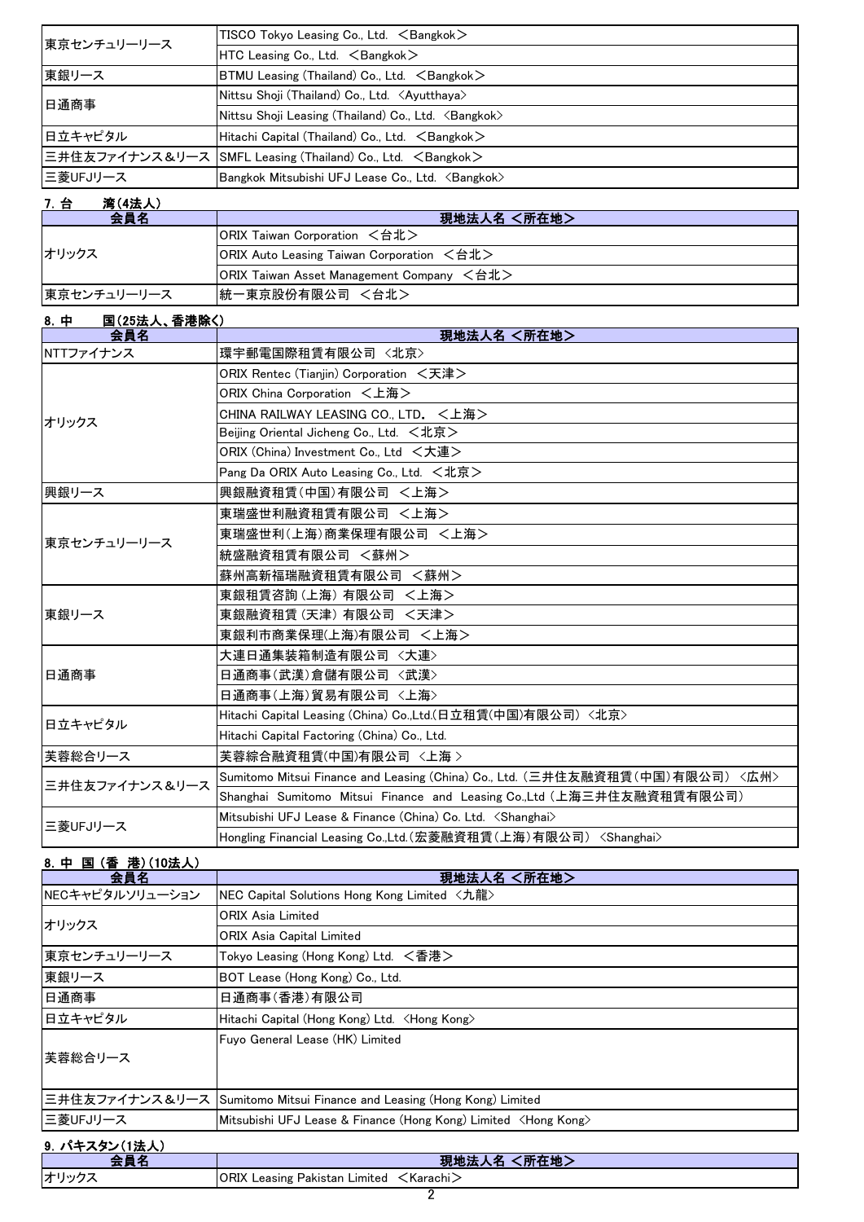| 会員名 | 現地法人名 <所在地> |
|---|---|
| 東京センチュリーリース | TISCO Tokyo Leasing Co., Ltd. ＜Bangkok＞ |
| | HTC Leasing Co., Ltd. ＜Bangkok＞ |
| 東銀リース | BTMU Leasing (Thailand) Co., Ltd. ＜Bangkok＞ |
| 日通商事 | Nittsu Shoji (Thailand) Co., Ltd. ＜Ayutthaya＞ |
| | Nittsu Shoji Leasing (Thailand) Co., Ltd. ＜Bangkok＞ |
| 日立キャピタル | Hitachi Capital (Thailand) Co., Ltd. ＜Bangkok＞ |
| 三井住友ファイナンス＆リース | SMFL Leasing (Thailand) Co., Ltd. ＜Bangkok＞ |
| 三菱UFJリース | Bangkok Mitsubishi UFJ Lease Co., Ltd. ＜Bangkok＞ |

### 7. 台　　湾(4法人)

| 会員名 | 現地法人名 ＜所在地＞ |
|---|---|
| オリックス | ORIX Taiwan Corporation ＜台北＞ |
| | ORIX Auto Leasing Taiwan Corporation ＜台北＞ |
| | ORIX Taiwan Asset Management Company ＜台北＞ |
| 東京センチュリーリース | 統一東京股份有限公司 ＜台北＞ |

### 8. 中　　国(25法人、香港除く)

| 会員名 | 現地法人名 ＜所在地＞ |
|---|---|
| NTTファイナンス | 環宇郵電国際租賃有限公司 ＜北京＞ |
| オリックス | ORIX Rentec (Tianjin) Corporation ＜天津＞ |
| | ORIX China Corporation ＜上海＞ |
| | CHINA RAILWAY LEASING CO., LTD. ＜上海＞ |
| | Beijing Oriental Jicheng Co., Ltd. ＜北京＞ |
| | ORIX (China) Investment Co., Ltd ＜大連＞ |
| | Pang Da ORIX Auto Leasing Co., Ltd. ＜北京＞ |
| 興銀リース | 興銀融資租賃(中国)有限公司 ＜上海＞ |
| 東京センチュリーリース | 東瑞盛世利融資租賃有限公司 ＜上海＞ |
| | 東瑞盛世利(上海)商業保理有限公司 ＜上海＞ |
| | 統盛融資租賃有限公司 ＜蘇州＞ |
| | 蘇州高新福瑞融資租賃有限公司 ＜蘇州＞ |
| 東銀リース | 東銀租賃咨詢(上海)有限公司 ＜上海＞ |
| | 東銀融資租賃(天津)有限公司 ＜天津＞ |
| | 東銀利市商業保理(上海)有限公司 ＜上海＞ |
| 日通商事 | 大連日通集装箱制造有限公司 ＜大連＞ |
| | 日通商事(武漢)倉儲有限公司 ＜武漢＞ |
| | 日通商事(上海)貿易有限公司 ＜上海＞ |
| 日立キャピタル | Hitachi Capital Leasing (China) Co.,Ltd.(日立租賃(中国)有限公司) ＜北京＞ |
| | Hitachi Capital Factoring (China) Co., Ltd. |
| 芙蓉総合リース | 芙蓉綜合融資租賃(中国)有限公司 ＜上海＞ |
| 三井住友ファイナンス＆リース | Sumitomo Mitsui Finance and Leasing (China) Co., Ltd. (三井住友融資租賃(中国)有限公司) ＜広州＞ |
| | Shanghai Sumitomo Mitsui Finance and Leasing Co.,Ltd (上海三井住友融資租賃有限公司) |
| 三菱UFJリース | Mitsubishi UFJ Lease & Finance (China) Co. Ltd. ＜Shanghai＞ |
| | Hongling Financial Leasing Co.,Ltd.(宏菱融資租賃(上海)有限公司) ＜Shanghai＞ |

### 8. 中 国 (香 港)(10法人)

| 会員名 | 現地法人名 ＜所在地＞ |
|---|---|
| NECキャピタルソリューション | NEC Capital Solutions Hong Kong Limited ＜九龍＞ |
| オリックス | ORIX Asia Limited |
| | ORIX Asia Capital Limited |
| 東京センチュリーリース | Tokyo Leasing (Hong Kong) Ltd. ＜香港＞ |
| 東銀リース | BOT Lease (Hong Kong) Co., Ltd. |
| 日通商事 | 日通商事(香港)有限公司 |
| 日立キャピタル | Hitachi Capital (Hong Kong) Ltd. ＜Hong Kong＞ |
| 芙蓉総合リース | Fuyo General Lease (HK) Limited |
| 三井住友ファイナンス＆リース | Sumitomo Mitsui Finance and Leasing (Hong Kong) Limited |
| 三菱UFJリース | Mitsubishi UFJ Lease & Finance (Hong Kong) Limited ＜Hong Kong＞ |

### 9. パキスタン(1法人)

| 会員名 | 現地法人名 ＜所在地＞ |
|---|---|
| オリックス | ORIX Leasing Pakistan Limited ＜Karachi＞ |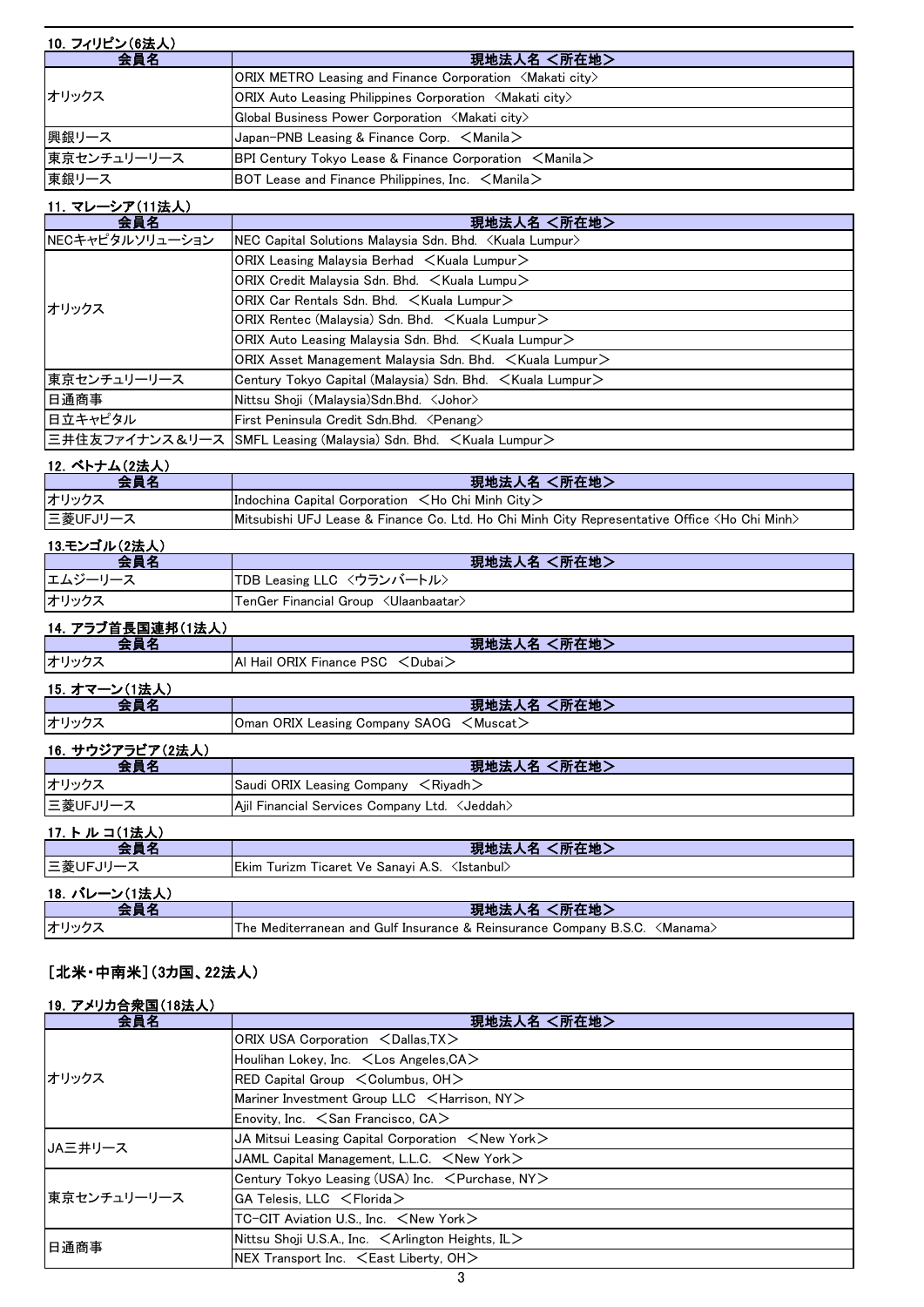#### 10. フィリピン(6法人)

| 会員名 | 現地法人名 <所在地> |
|---|---|
| オリックス | ORIX METRO Leasing and Finance Corporation <Makati city> |
| | ORIX Auto Leasing Philippines Corporation <Makati city> |
| | Global Business Power Corporation <Makati city> |
| 興銀リース | Japan-PNB Leasing & Finance Corp. <Manila> |
| 東京センチュリーリース | BPI Century Tokyo Lease & Finance Corporation <Manila> |
| 東銀リース | BOT Lease and Finance Philippines, Inc. <Manila> |

#### 11. マレーシア(11法人)

| 会員名 | 現地法人名 <所在地> |
|---|---|
| NECキャピタルソリューション | NEC Capital Solutions Malaysia Sdn. Bhd. <Kuala Lumpur> |
| オリックス | ORIX Leasing Malaysia Berhad <Kuala Lumpur> |
| | ORIX Credit Malaysia Sdn. Bhd. <Kuala Lumpu> |
| | ORIX Car Rentals Sdn. Bhd. <Kuala Lumpur> |
| | ORIX Rentec (Malaysia) Sdn. Bhd. <Kuala Lumpur> |
| | ORIX Auto Leasing Malaysia Sdn. Bhd. <Kuala Lumpur> |
| | ORIX Asset Management Malaysia Sdn. Bhd. <Kuala Lumpur> |
| 東京センチュリーリース | Century Tokyo Capital (Malaysia) Sdn. Bhd. <Kuala Lumpur> |
| 日通商事 | Nittsu Shoji (Malaysia)Sdn.Bhd. <Johor> |
| 日立キャピタル | First Peninsula Credit Sdn.Bhd. <Penang> |
| 三井住友ファイナンス&リース | SMFL Leasing (Malaysia) Sdn. Bhd. <Kuala Lumpur> |

#### 12. ベトナム(2法人)

| 会員名 | 現地法人名 <所在地> |
|---|---|
| オリックス | Indochina Capital Corporation <Ho Chi Minh City> |
| 三菱UFJリース | Mitsubishi UFJ Lease & Finance Co. Ltd. Ho Chi Minh City Representative Office <Ho Chi Minh> |

#### 13.モンゴル(2法人)

| 会員名 | 現地法人名 <所在地> |
|---|---|
| エムジーリース | TDB Leasing LLC <ウランバートル> |
| オリックス | TenGer Financial Group <Ulaanbaatar> |

#### 14. アラブ首長国連邦(1法人)

| 会員名 | 現地法人名 <所在地> |
|---|---|
| オリックス | Al Hail ORIX Finance PSC <Dubai> |

#### 15. オマーン(1法人)

| 会員名 | 現地法人名 <所在地> |
|---|---|
| オリックス | Oman ORIX Leasing Company SAOG <Muscat> |

#### 16. サウジアラビア(2法人)

| 会員名 | 現地法人名 <所在地> |
|---|---|
| オリックス | Saudi ORIX Leasing Company <Riyadh> |
| 三菱UFJリース | Ajil Financial Services Company Ltd. <Jeddah> |

#### 17. トルコ(1法人)

| 会員名 | 現地法人名 <所在地> |
|---|---|
| 三菱UFJリース | Ekim Turizm Ticaret Ve Sanayi A.S. <Istanbul> |

#### 18. バレーン(1法人)

| 会員名 | 現地法人名 <所在地> |
|---|---|
| オリックス | The Mediterranean and Gulf Insurance & Reinsurance Company B.S.C. <Manama> |

### [北米・中南米](3カ国、22法人)

#### 19. アメリカ合衆国(18法人)

| 会員名 | 現地法人名 <所在地> |
|---|---|
| オリックス | ORIX USA Corporation <Dallas,TX> |
| | Houlihan Lokey, Inc. <Los Angeles,CA> |
| | RED Capital Group <Columbus, OH> |
| | Mariner Investment Group LLC <Harrison, NY> |
| | Enovity, Inc. <San Francisco, CA> |
| JA三井リース | JA Mitsui Leasing Capital Corporation <New York> |
| | JAML Capital Management, L.L.C. <New York> |
| 東京センチュリーリース | Century Tokyo Leasing (USA) Inc. <Purchase, NY> |
| | GA Telesis, LLC <Florida> |
| | TC-CIT Aviation U.S., Inc. <New York> |
| 日通商事 | Nittsu Shoji U.S.A., Inc. <Arlington Heights, IL> |
| | NEX Transport Inc. <East Liberty, OH> |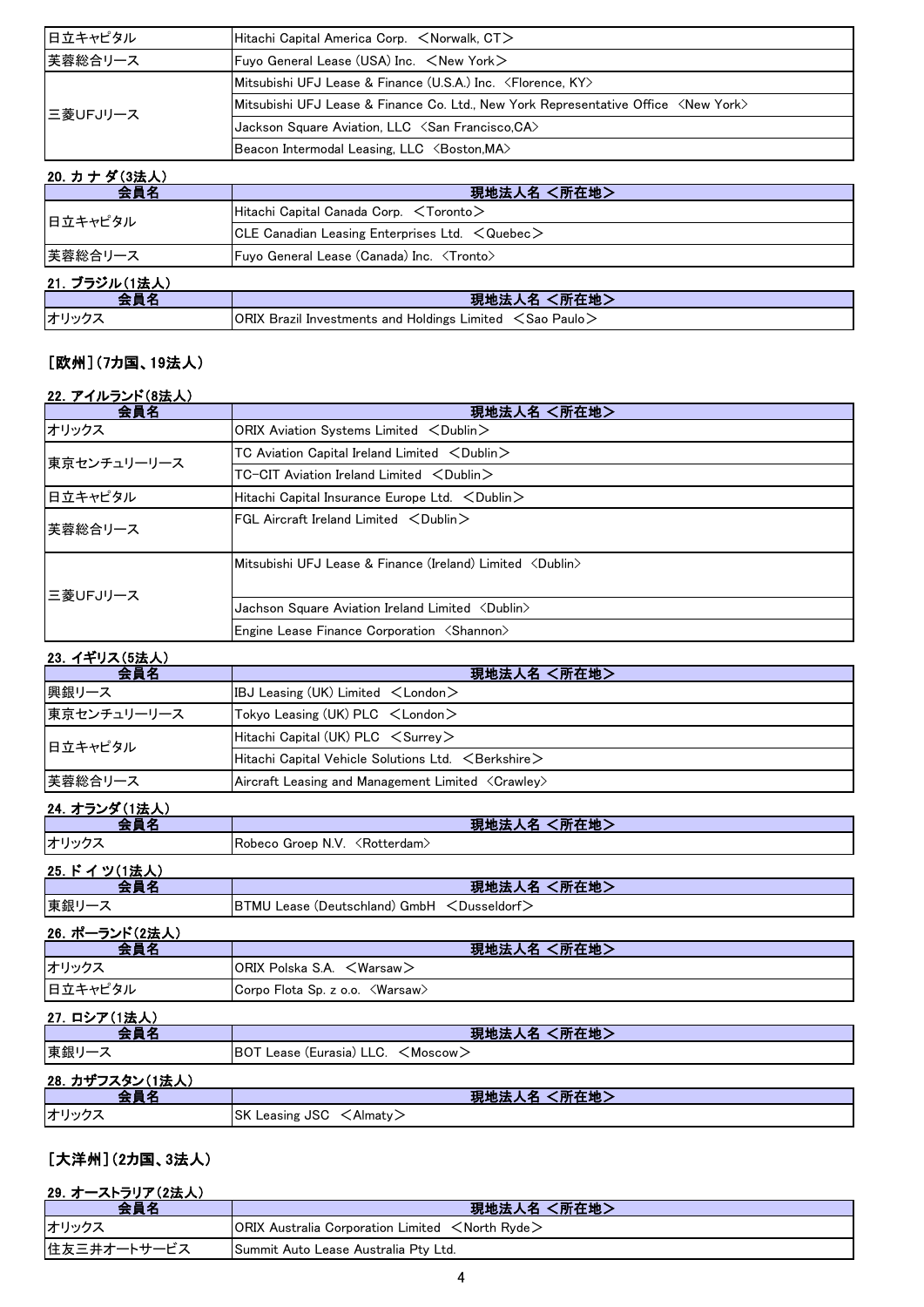| 会員名 | 現地法人名 <所在地> |
| --- | --- |
| 日立キャピタル | Hitachi Capital America Corp. <Norwalk, CT> |
| 芙蓉総合リース | Fuyo General Lease (USA) Inc. <New York> |
| 三菱UFJリース | Mitsubishi UFJ Lease & Finance (U.S.A.) Inc. 〈Florence, KY〉 |
| | Mitsubishi UFJ Lease & Finance Co. Ltd., New York Representative Office 〈New York〉 |
| | Jackson Square Aviation, LLC 〈San Francisco,CA〉 |
| | Beacon Intermodal Leasing, LLC 〈Boston,MA〉 |

### 20. カ ナ ダ(3法人)

| 会員名 | 現地法人名 <所在地> |
| --- | --- |
| 日立キャピタル | Hitachi Capital Canada Corp. <Toronto> |
| | CLE Canadian Leasing Enterprises Ltd. <Quebec> |
| 芙蓉総合リース | Fuyo General Lease (Canada) Inc. 〈Tronto〉 |

### 21. ブラジル(1法人)

| 会員名 | 現地法人名 <所在地> |
| --- | --- |
| オリックス | ORIX Brazil Investments and Holdings Limited <Sao Paulo> |

## [欧州](7カ国、19法人)

### 22. アイルランド(8法人)

| 会員名 | 現地法人名 <所在地> |
| --- | --- |
| オリックス | ORIX Aviation Systems Limited <Dublin> |
| 東京センチュリーリース | TC Aviation Capital Ireland Limited <Dublin> |
| | TC-CIT Aviation Ireland Limited <Dublin> |
| 日立キャピタル | Hitachi Capital Insurance Europe Ltd. <Dublin> |
| 芙蓉総合リース | FGL Aircraft Ireland Limited <Dublin> |
| 三菱UFJリース | Mitsubishi UFJ Lease & Finance (Ireland) Limited 〈Dublin〉 |
| | Jachson Square Aviation Ireland Limited 〈Dublin〉 |
| | Engine Lease Finance Corporation 〈Shannon〉 |

### 23. イギリス(5法人)

| 会員名 | 現地法人名 <所在地> |
| --- | --- |
| 興銀リース | IBJ Leasing (UK) Limited <London> |
| 東京センチュリーリース | Tokyo Leasing (UK) PLC <London> |
| 日立キャピタル | Hitachi Capital (UK) PLC <Surrey> |
| | Hitachi Capital Vehicle Solutions Ltd. <Berkshire> |
| 芙蓉総合リース | Aircraft Leasing and Management Limited 〈Crawley〉 |

### 24. オランダ(1法人)

| 会員名 | 現地法人名 <所在地> |
| --- | --- |
| オリックス | Robeco Groep N.V. 〈Rotterdam〉 |

### 25. ド イ ツ(1法人)

| 会員名 | 現地法人名 <所在地> |
| --- | --- |
| 東銀リース | BTMU Lease (Deutschland) GmbH <Dusseldorf> |

### 26. ポーランド(2法人)

| 会員名 | 現地法人名 <所在地> |
| --- | --- |
| オリックス | ORIX Polska S.A. <Warsaw> |
| 日立キャピタル | Corpo Flota Sp. z o.o. 〈Warsaw〉 |

### 27. ロシア(1法人)

| 会員名 | 現地法人名 <所在地> |
| --- | --- |
| 東銀リース | BOT Lease (Eurasia) LLC. <Moscow> |

### 28. カザフスタン(1法人)

| 会員名 | 現地法人名 <所在地> |
| --- | --- |
| オリックス | SK Leasing JSC <Almaty> |

## [大洋州](2カ国、3法人)

### 29. オーストラリア(2法人)

| 会員名 | 現地法人名 <所在地> |
| --- | --- |
| オリックス | ORIX Australia Corporation Limited <North Ryde> |
| 住友三井オートサービス | Summit Auto Lease Australia Pty Ltd. |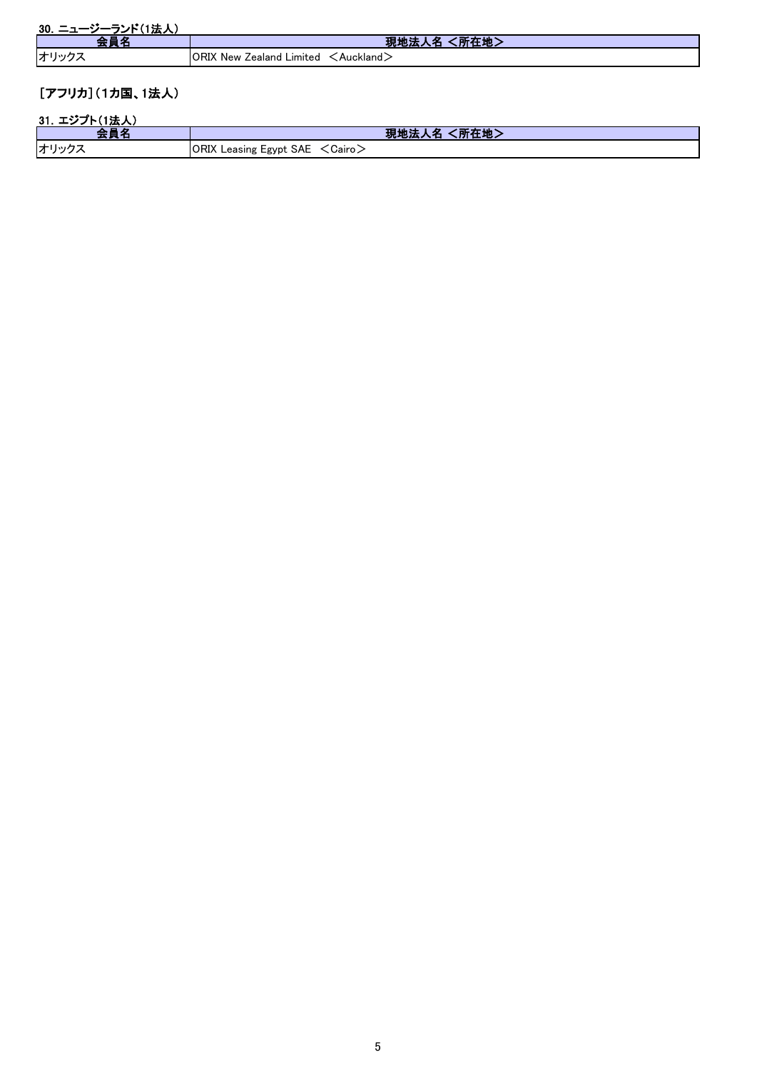### 30. ニュージーランド（1法人）

| 会員名 | 現地法人名 <所在地> |
| --- | --- |
| オリックス | ORIX New Zealand Limited <Auckland> |

## [アフリカ]（1カ国、1法人）

### 31. エジプト（1法人）

| 会員名 | 現地法人名 <所在地> |
| --- | --- |
| オリックス | ORIX Leasing Egypt SAE <Cairo> |